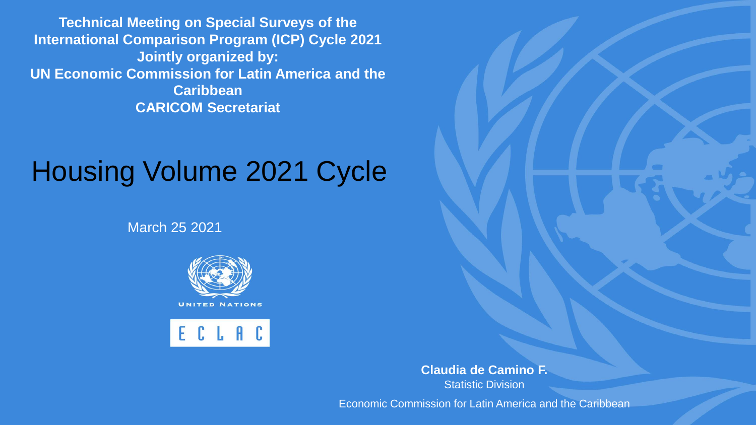**Technical Meeting on Special Surveys of the International Comparison Program (ICP) Cycle 2021**
**Jointly organized by:**
**UN Economic Commission for Latin America and the Caribbean**
**CARICOM Secretariat**

# Housing Volume 2021 Cycle

March 25 2021

UNITED NATIONS

ECLAC

**Claudia de Camino F.**
Statistic Division

Economic Commission for Latin America and the Caribbean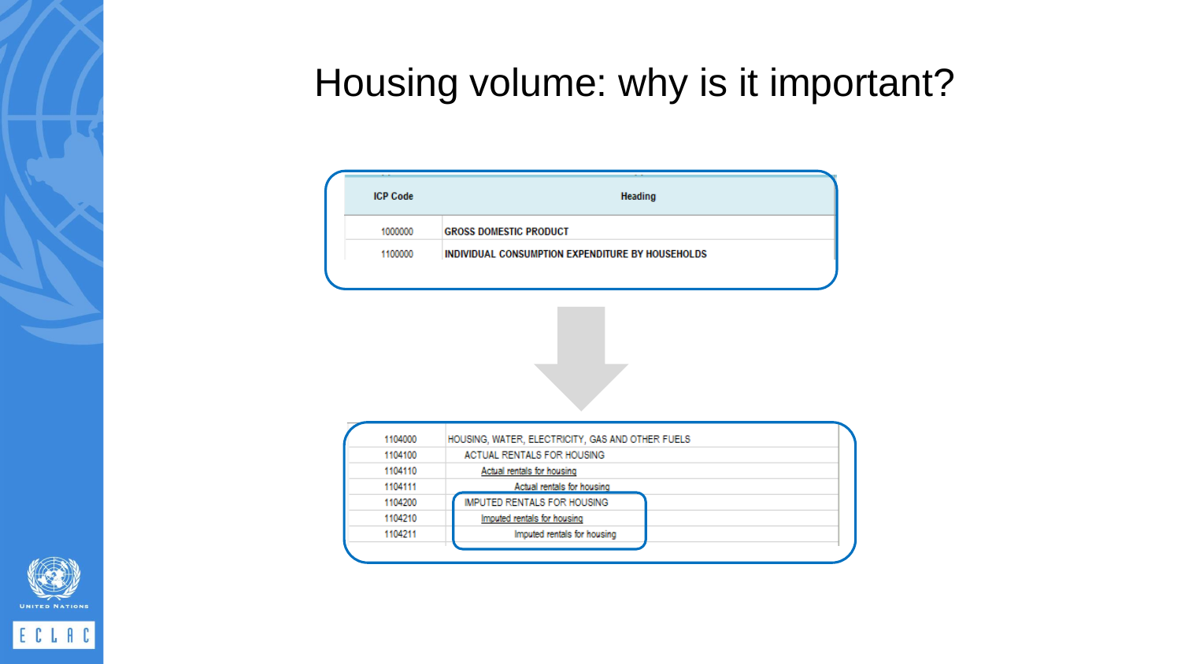# Housing volume: why is it important?

| ICP Code | Heading |
| --- | --- |
| 1000000 | **GROSS DOMESTIC PRODUCT** |
| 1100000 | **INDIVIDUAL CONSUMPTION EXPENDITURE BY HOUSEHOLDS** |

| | |
| --- | --- |
| 1104000 | HOUSING, WATER, ELECTRICITY, GAS AND OTHER FUELS |
| 1104100 | ACTUAL RENTALS FOR HOUSING |
| 1104110 | Actual rentals for housing |
| 1104111 | Actual rentals for housing |
| 1104200 | IMPUTED RENTALS FOR HOUSING |
| 1104210 | Imputed rentals for housing |
| 1104211 | Imputed rentals for housing |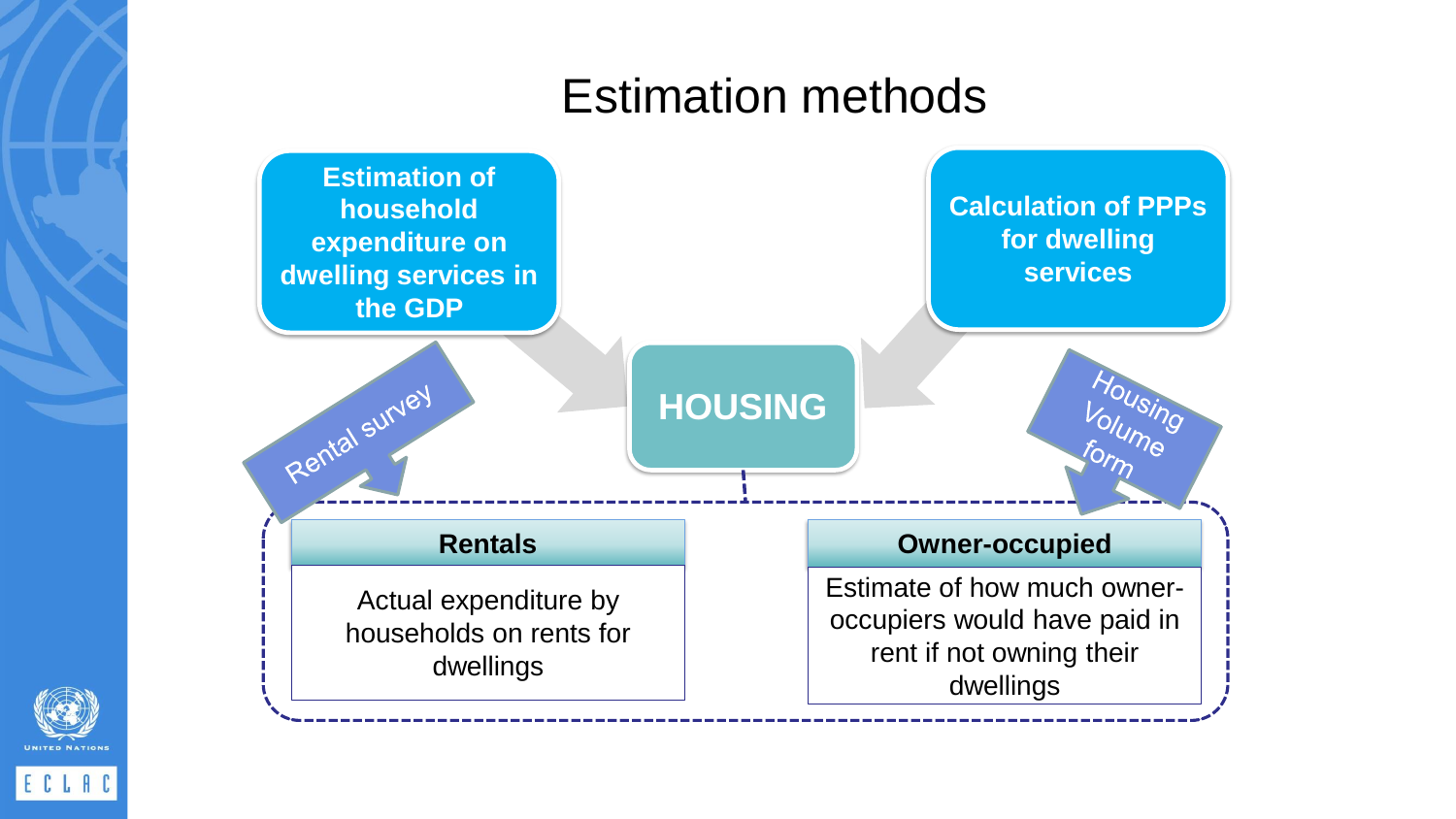# Estimation methods

**Estimation of household expenditure on dwelling services in the GDP**

**Calculation of PPPs for dwelling services**

**HOUSING**

Rental survey

Housing Volume form

| Rentals | Owner-occupied |
| --- | --- |
| Actual expenditure by households on rents for dwellings | Estimate of how much owner-occupiers would have paid in rent if not owning their dwellings |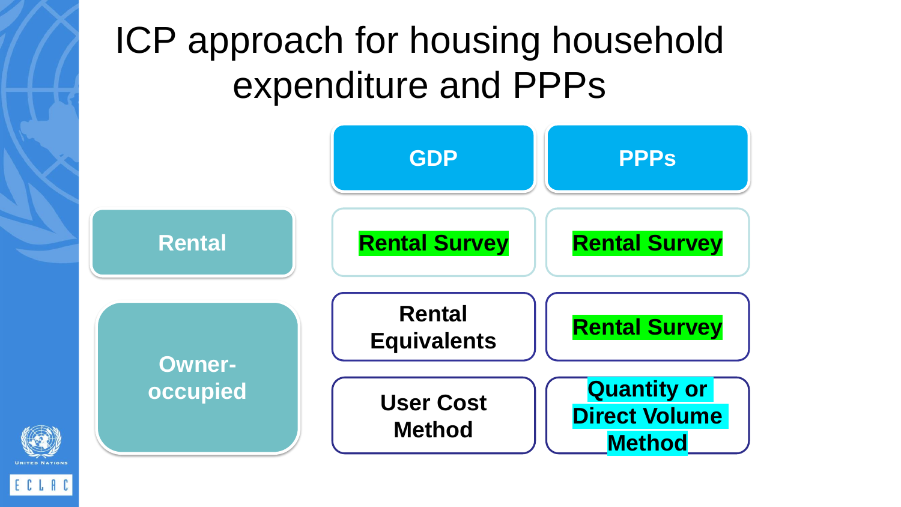# ICP approach for housing household expenditure and PPPs

| | | GDP | PPPs |
|---|---|---|---|
| Rental | | Rental Survey | Rental Survey |
| Owner-occupied | | Rental Equivalents | Rental Survey |
| | | User Cost Method | Quantity or Direct Volume Method |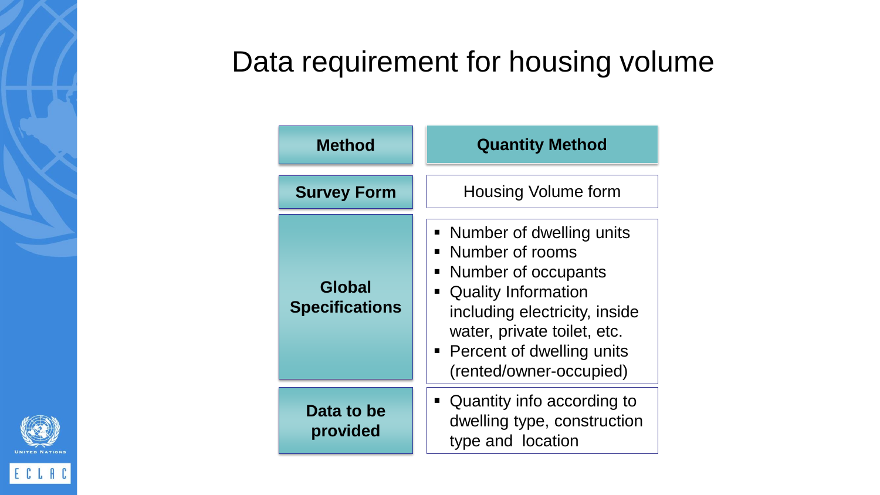# Data requirement for housing volume

| Method | Quantity Method |
|---|---|
| Survey Form | Housing Volume form |
| Global Specifications | ▪ Number of dwelling units<br>▪ Number of rooms<br>▪ Number of occupants<br>▪ Quality Information including electricity, inside water, private toilet, etc.<br>▪ Percent of dwelling units (rented/owner-occupied) |
| Data to be provided | ▪ Quantity info according to dwelling type, construction type and location |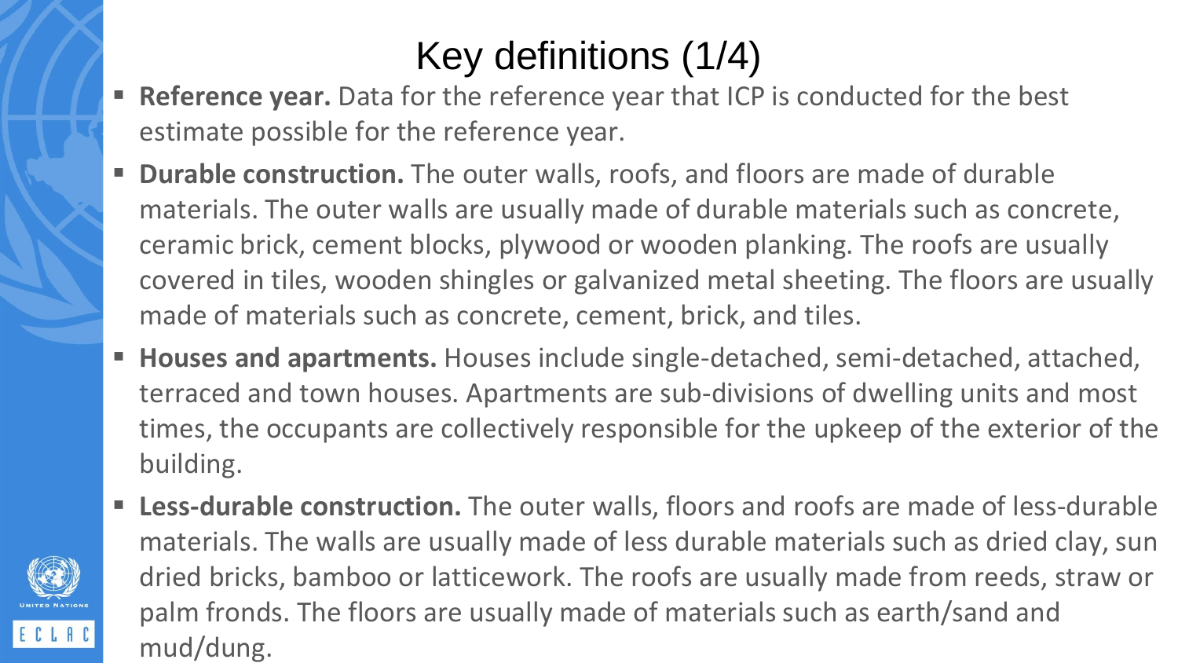# Key definitions (1/4)

- **Reference year.** Data for the reference year that ICP is conducted for the best estimate possible for the reference year.
- **Durable construction.** The outer walls, roofs, and floors are made of durable materials. The outer walls are usually made of durable materials such as concrete, ceramic brick, cement blocks, plywood or wooden planking. The roofs are usually covered in tiles, wooden shingles or galvanized metal sheeting. The floors are usually made of materials such as concrete, cement, brick, and tiles.
- **Houses and apartments.** Houses include single-detached, semi-detached, attached, terraced and town houses. Apartments are sub-divisions of dwelling units and most times, the occupants are collectively responsible for the upkeep of the exterior of the building.
- **Less-durable construction.** The outer walls, floors and roofs are made of less-durable materials. The walls are usually made of less durable materials such as dried clay, sun dried bricks, bamboo or latticework. The roofs are usually made from reeds, straw or palm fronds. The floors are usually made of materials such as earth/sand and mud/dung.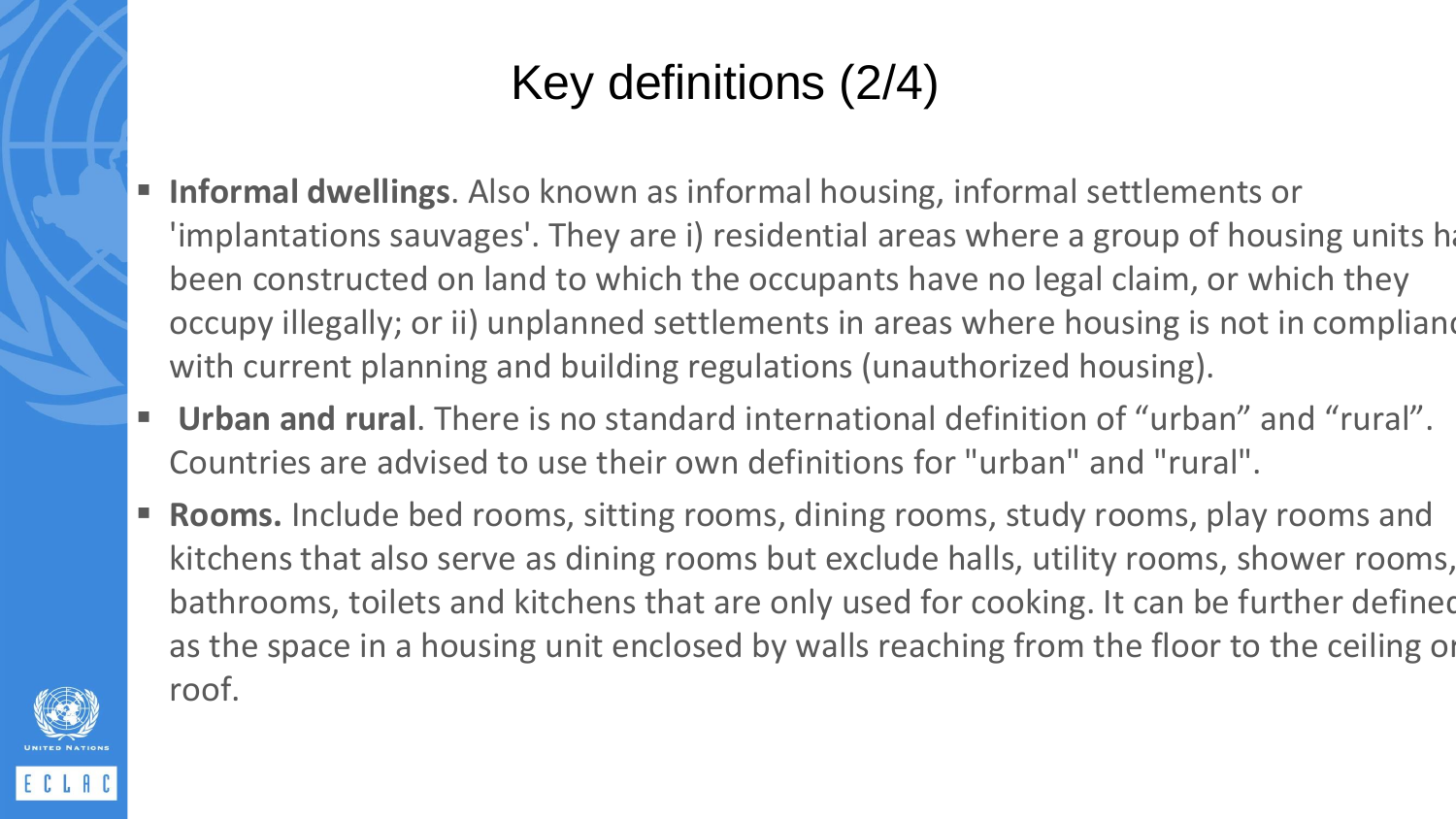# Key definitions (2/4)

- **Informal dwellings**. Also known as informal housing, informal settlements or 'implantations sauvages'. They are i) residential areas where a group of housing units ha been constructed on land to which the occupants have no legal claim, or which they occupy illegally; or ii) unplanned settlements in areas where housing is not in complianc with current planning and building regulations (unauthorized housing).
- **Urban and rural**. There is no standard international definition of “urban” and “rural”. Countries are advised to use their own definitions for "urban" and "rural".
- **Rooms.** Include bed rooms, sitting rooms, dining rooms, study rooms, play rooms and kitchens that also serve as dining rooms but exclude halls, utility rooms, shower rooms, bathrooms, toilets and kitchens that are only used for cooking. It can be further defined as the space in a housing unit enclosed by walls reaching from the floor to the ceiling or roof.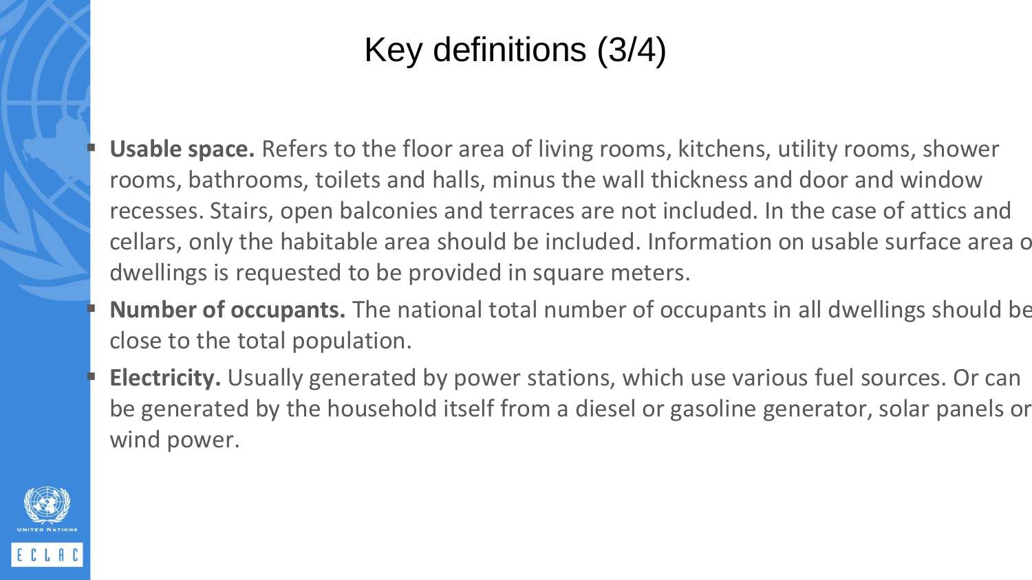# Key definitions (3/4)

- **Usable space.** Refers to the floor area of living rooms, kitchens, utility rooms, shower rooms, bathrooms, toilets and halls, minus the wall thickness and door and window recesses. Stairs, open balconies and terraces are not included. In the case of attics and cellars, only the habitable area should be included. Information on usable surface area o dwellings is requested to be provided in square meters.
- **Number of occupants.** The national total number of occupants in all dwellings should be close to the total population.
- **Electricity.** Usually generated by power stations, which use various fuel sources. Or can be generated by the household itself from a diesel or gasoline generator, solar panels or wind power.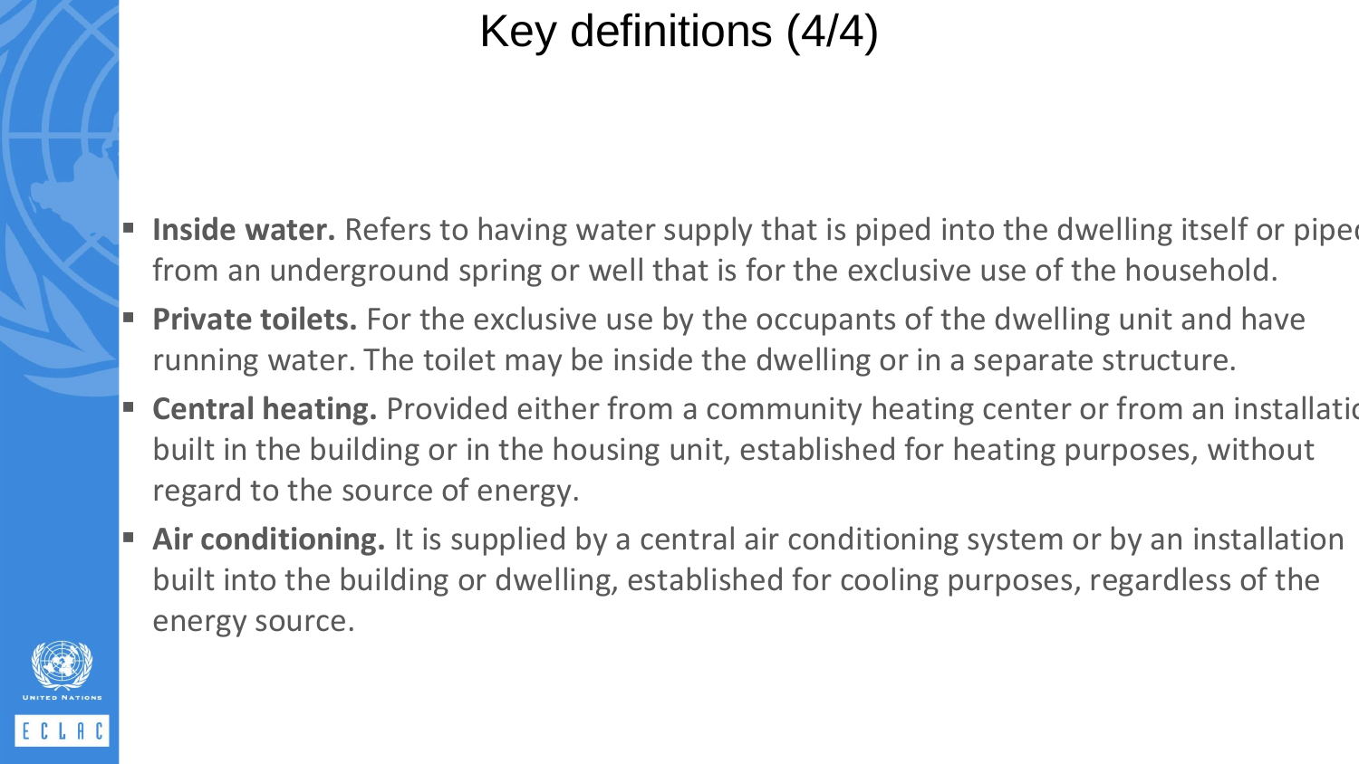# Key definitions (4/4)

- **Inside water.** Refers to having water supply that is piped into the dwelling itself or piped from an underground spring or well that is for the exclusive use of the household.
- **Private toilets.** For the exclusive use by the occupants of the dwelling unit and have running water. The toilet may be inside the dwelling or in a separate structure.
- **Central heating.** Provided either from a community heating center or from an installation built in the building or in the housing unit, established for heating purposes, without regard to the source of energy.
- **Air conditioning.** It is supplied by a central air conditioning system or by an installation built into the building or dwelling, established for cooling purposes, regardless of the energy source.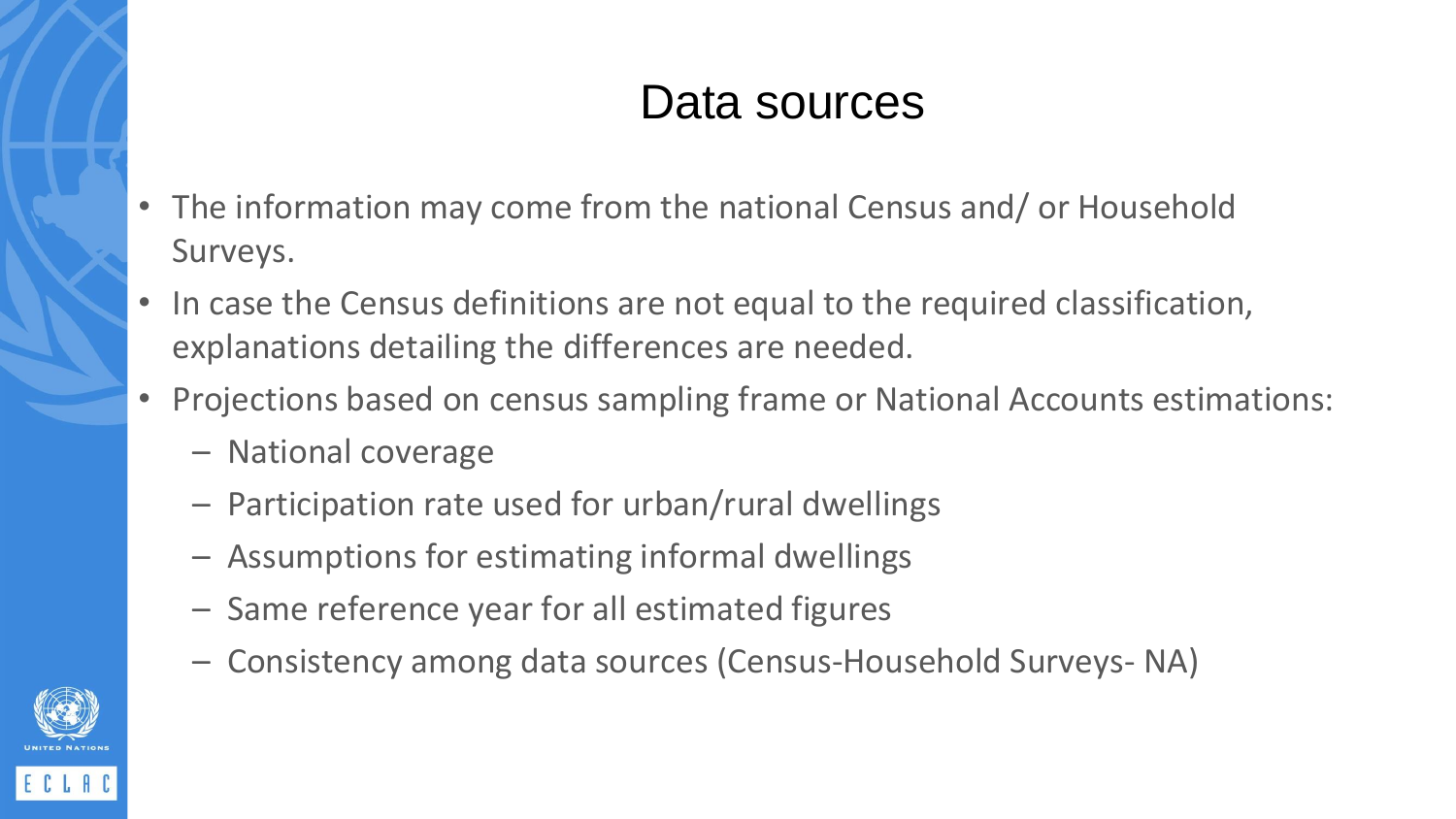# Data sources

- The information may come from the national Census and/ or Household Surveys.
- In case the Census definitions are not equal to the required classification, explanations detailing the differences are needed.
- Projections based on census sampling frame or National Accounts estimations:
  - National coverage
  - Participation rate used for urban/rural dwellings
  - Assumptions for estimating informal dwellings
  - Same reference year for all estimated figures
  - Consistency among data sources (Census-Household Surveys- NA)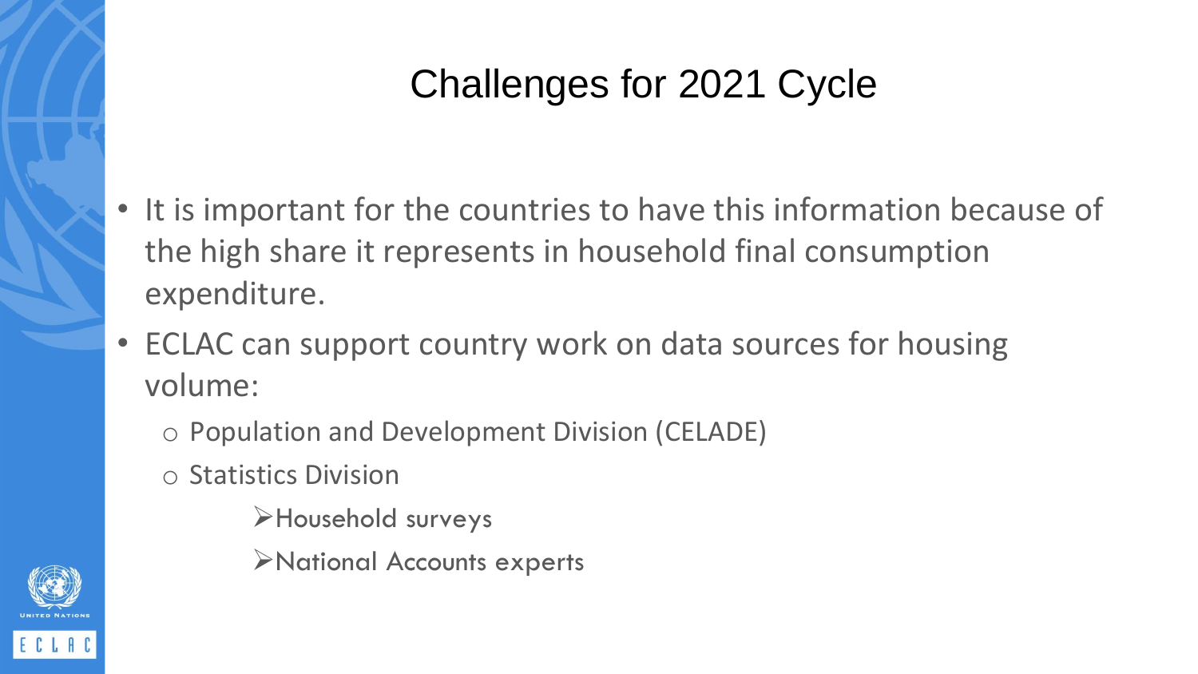# Challenges for 2021 Cycle

- It is important for the countries to have this information because of the high share it represents in household final consumption expenditure.
- ECLAC can support country work on data sources for housing volume:
  - Population and Development Division (CELADE)
  - Statistics Division
    - Household surveys
    - National Accounts experts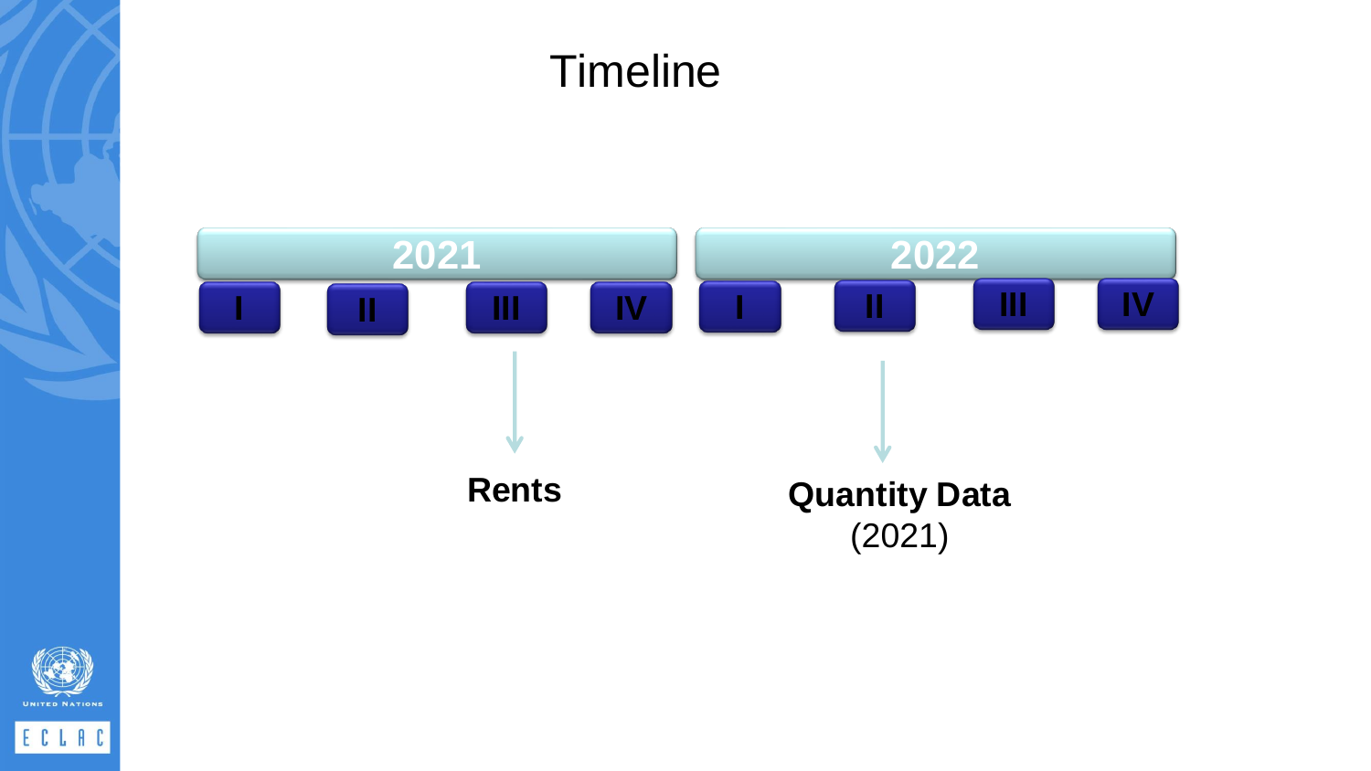# Timeline

| 2021 | | | | 2022 | | | |
|---|---|---|---|---|---|---|---|
| I | II | III | IV | I | II | III | IV |

**Rents** (2021 – III)

**Quantity Data** (2021) (2022 – II)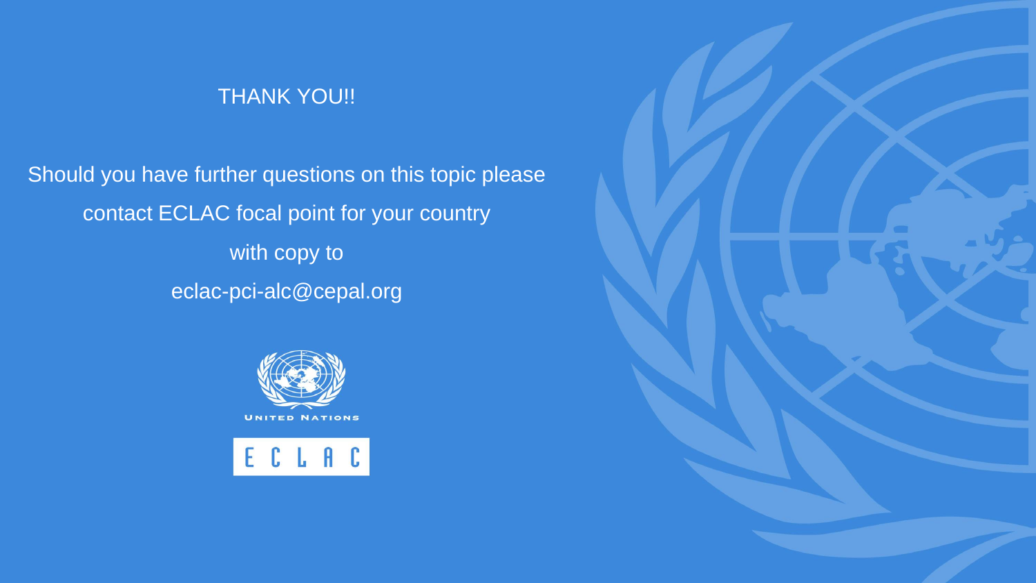THANK YOU!!

Should you have further questions on this topic please contact ECLAC focal point for your country with copy to eclac-pci-alc@cepal.org

UNITED NATIONS

ECLAC